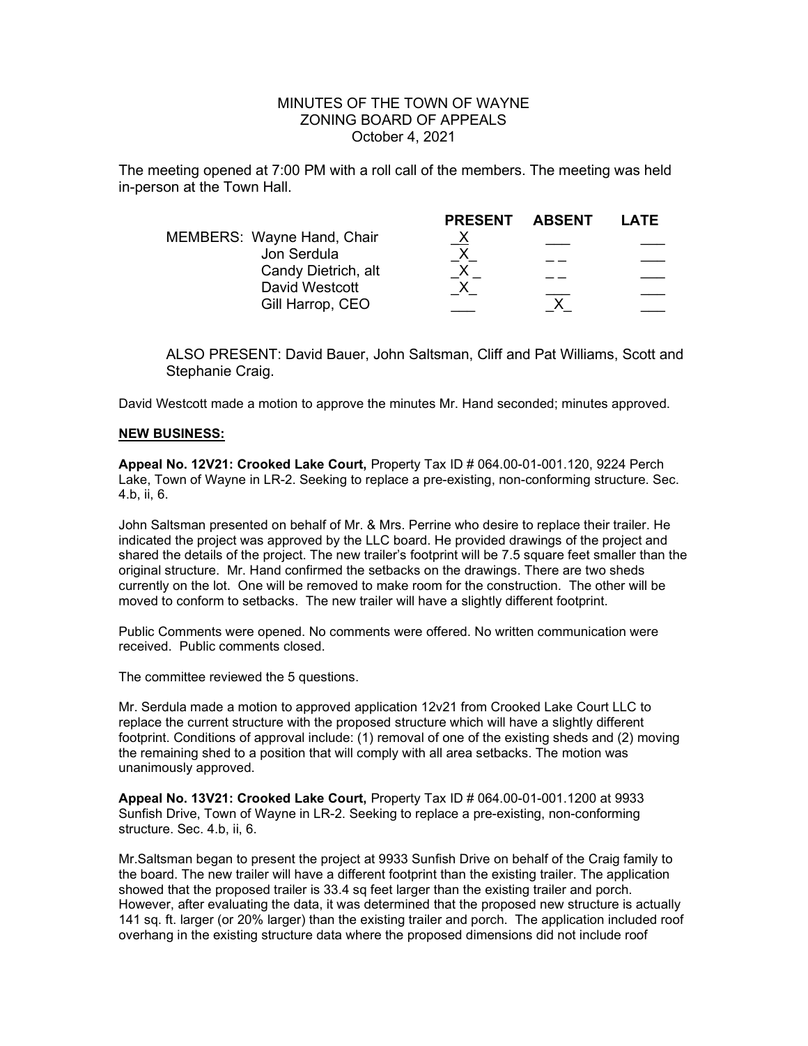MINUTES OF THE TOWN OF WAYNE
ZONING BOARD OF APPEALS
October 4, 2021

The meeting opened at 7:00 PM with a roll call of the members. The meeting was held in-person at the Town Hall.

| | PRESENT | ABSENT | LATE |
|---|---|---|---|
| MEMBERS: Wayne Hand, Chair | X | | |
| Jon Serdula | X | | |
| Candy Dietrich, alt | X | | |
| David Westcott | X | | |
| Gill Harrop, CEO | | X | |

ALSO PRESENT: David Bauer, John Saltsman, Cliff and Pat Williams, Scott and Stephanie Craig.

David Westcott made a motion to approve the minutes Mr. Hand seconded; minutes approved.

**NEW BUSINESS:**

**Appeal No. 12V21: Crooked Lake Court,** Property Tax ID # 064.00-01-001.120, 9224 Perch Lake, Town of Wayne in LR-2. Seeking to replace a pre-existing, non-conforming structure. Sec. 4.b, ii, 6.

John Saltsman presented on behalf of Mr. & Mrs. Perrine who desire to replace their trailer. He indicated the project was approved by the LLC board. He provided drawings of the project and shared the details of the project. The new trailer's footprint will be 7.5 square feet smaller than the original structure. Mr. Hand confirmed the setbacks on the drawings. There are two sheds currently on the lot. One will be removed to make room for the construction. The other will be moved to conform to setbacks. The new trailer will have a slightly different footprint.

Public Comments were opened. No comments were offered. No written communication were received. Public comments closed.

The committee reviewed the 5 questions.

Mr. Serdula made a motion to approved application 12v21 from Crooked Lake Court LLC to replace the current structure with the proposed structure which will have a slightly different footprint. Conditions of approval include: (1) removal of one of the existing sheds and (2) moving the remaining shed to a position that will comply with all area setbacks. The motion was unanimously approved.

**Appeal No. 13V21: Crooked Lake Court,** Property Tax ID # 064.00-01-001.1200 at 9933 Sunfish Drive, Town of Wayne in LR-2. Seeking to replace a pre-existing, non-conforming structure. Sec. 4.b, ii, 6.

Mr.Saltsman began to present the project at 9933 Sunfish Drive on behalf of the Craig family to the board. The new trailer will have a different footprint than the existing trailer. The application showed that the proposed trailer is 33.4 sq feet larger than the existing trailer and porch. However, after evaluating the data, it was determined that the proposed new structure is actually 141 sq. ft. larger (or 20% larger) than the existing trailer and porch. The application included roof overhang in the existing structure data where the proposed dimensions did not include roof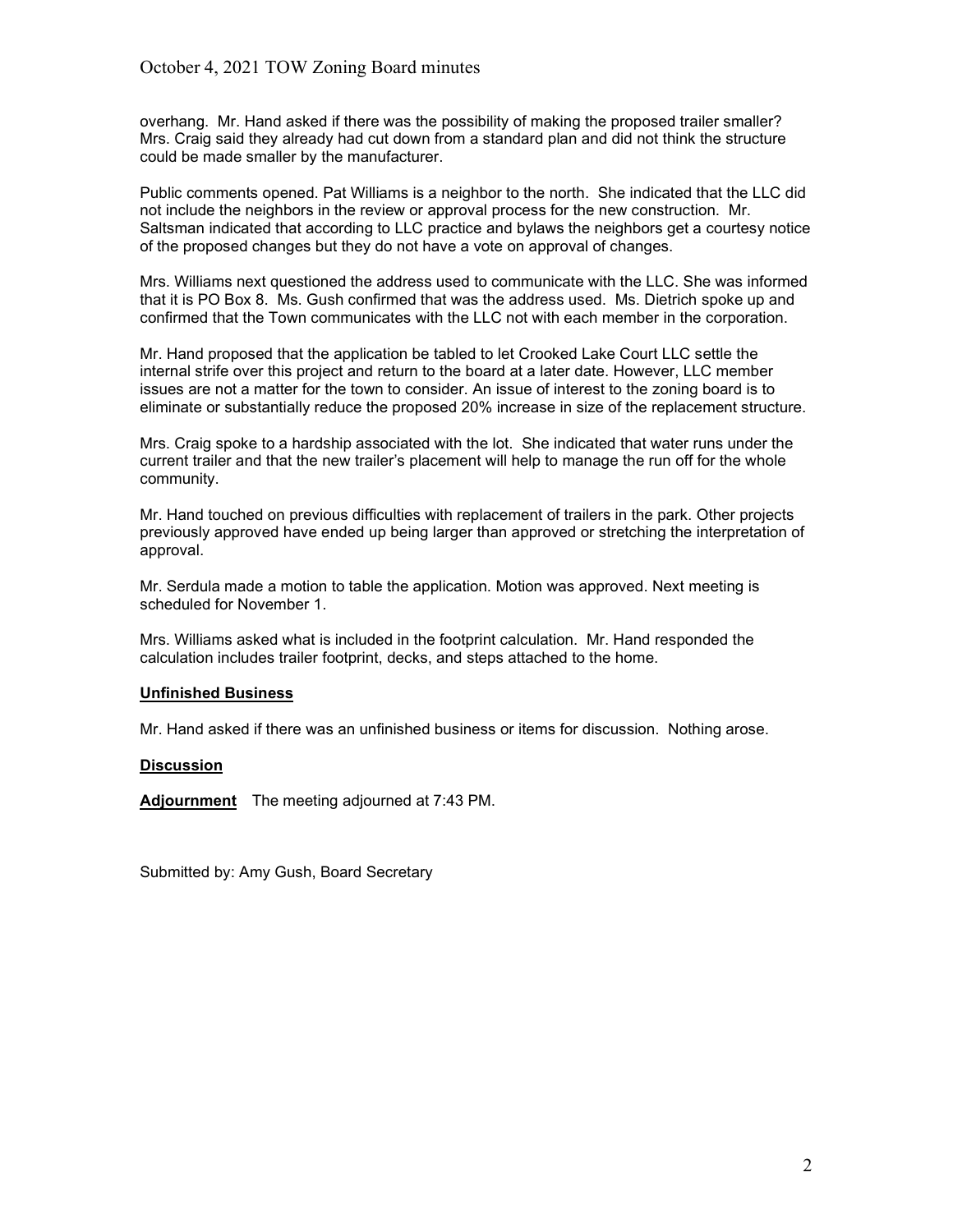overhang. Mr. Hand asked if there was the possibility of making the proposed trailer smaller? Mrs. Craig said they already had cut down from a standard plan and did not think the structure could be made smaller by the manufacturer.

Public comments opened. Pat Williams is a neighbor to the north. She indicated that the LLC did not include the neighbors in the review or approval process for the new construction. Mr. Saltsman indicated that according to LLC practice and bylaws the neighbors get a courtesy notice of the proposed changes but they do not have a vote on approval of changes.

Mrs. Williams next questioned the address used to communicate with the LLC. She was informed that it is PO Box 8. Ms. Gush confirmed that was the address used. Ms. Dietrich spoke up and confirmed that the Town communicates with the LLC not with each member in the corporation.

Mr. Hand proposed that the application be tabled to let Crooked Lake Court LLC settle the internal strife over this project and return to the board at a later date. However, LLC member issues are not a matter for the town to consider. An issue of interest to the zoning board is to eliminate or substantially reduce the proposed 20% increase in size of the replacement structure.

Mrs. Craig spoke to a hardship associated with the lot. She indicated that water runs under the current trailer and that the new trailer's placement will help to manage the run off for the whole community.

Mr. Hand touched on previous difficulties with replacement of trailers in the park. Other projects previously approved have ended up being larger than approved or stretching the interpretation of approval.

Mr. Serdula made a motion to table the application. Motion was approved. Next meeting is scheduled for November 1.

Mrs. Williams asked what is included in the footprint calculation. Mr. Hand responded the calculation includes trailer footprint, decks, and steps attached to the home.

**Unfinished Business**

Mr. Hand asked if there was an unfinished business or items for discussion. Nothing arose.

**Discussion**

**Adjournment** The meeting adjourned at 7:43 PM.

Submitted by: Amy Gush, Board Secretary